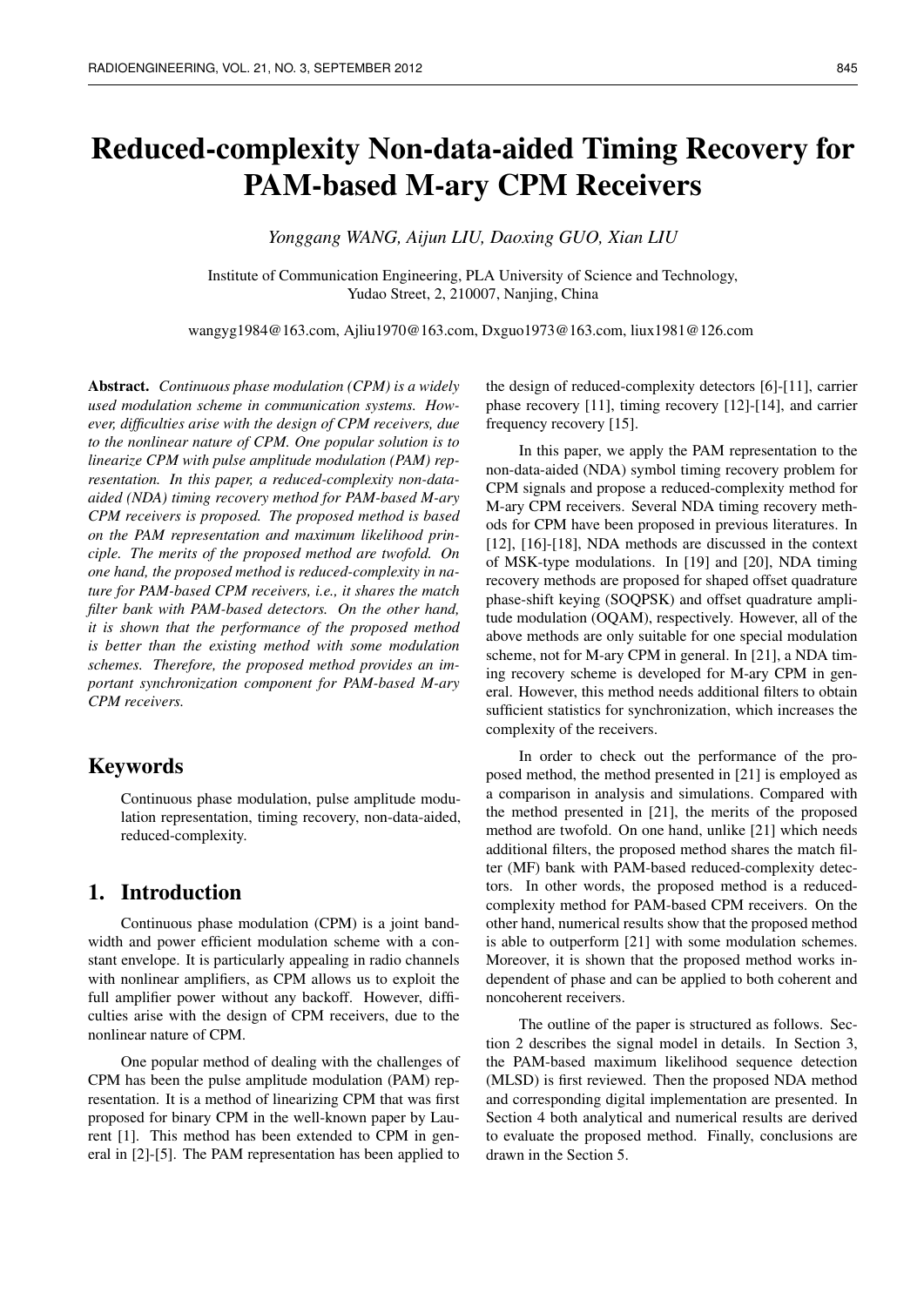# Reduced-complexity Non-data-aided Timing Recovery for PAM-based M-ary CPM Receivers

*Yonggang WANG, Aijun LIU, Daoxing GUO, Xian LIU*

Institute of Communication Engineering, PLA University of Science and Technology, Yudao Street, 2, 210007, Nanjing, China

wangyg1984@163.com, Ajliu1970@163.com, Dxguo1973@163.com, liux1981@126.com

**Abstract.** *Continuous phase modulation (CPM) is a widely used modulation scheme in communication systems. However, difficulties arise with the design of CPM receivers, due to the nonlinear nature of CPM. One popular solution is to linearize CPM with pulse amplitude modulation (PAM) representation. In this paper, a reduced-complexity non-data-aided (NDA) timing recovery method for PAM-based M-ary CPM receivers is proposed. The proposed method is based on the PAM representation and maximum likelihood principle. The merits of the proposed method are twofold. On one hand, the proposed method is reduced-complexity in nature for PAM-based CPM receivers, i.e., it shares the match filter bank with PAM-based detectors. On the other hand, it is shown that the performance of the proposed method is better than the existing method with some modulation schemes. Therefore, the proposed method provides an important synchronization component for PAM-based M-ary CPM receivers.*

## Keywords

Continuous phase modulation, pulse amplitude modulation representation, timing recovery, non-data-aided, reduced-complexity.

## 1. Introduction

Continuous phase modulation (CPM) is a joint bandwidth and power efficient modulation scheme with a constant envelope. It is particularly appealing in radio channels with nonlinear amplifiers, as CPM allows us to exploit the full amplifier power without any backoff. However, difficulties arise with the design of CPM receivers, due to the nonlinear nature of CPM.

One popular method of dealing with the challenges of CPM has been the pulse amplitude modulation (PAM) representation. It is a method of linearizing CPM that was first proposed for binary CPM in the well-known paper by Laurent [1]. This method has been extended to CPM in general in [2]-[5]. The PAM representation has been applied to the design of reduced-complexity detectors [6]-[11], carrier phase recovery [11], timing recovery [12]-[14], and carrier frequency recovery [15].

In this paper, we apply the PAM representation to the non-data-aided (NDA) symbol timing recovery problem for CPM signals and propose a reduced-complexity method for M-ary CPM receivers. Several NDA timing recovery methods for CPM have been proposed in previous literatures. In [12], [16]-[18], NDA methods are discussed in the context of MSK-type modulations. In [19] and [20], NDA timing recovery methods are proposed for shaped offset quadrature phase-shift keying (SOQPSK) and offset quadrature amplitude modulation (OQAM), respectively. However, all of the above methods are only suitable for one special modulation scheme, not for M-ary CPM in general. In [21], a NDA timing recovery scheme is developed for M-ary CPM in general. However, this method needs additional filters to obtain sufficient statistics for synchronization, which increases the complexity of the receivers.

In order to check out the performance of the proposed method, the method presented in [21] is employed as a comparison in analysis and simulations. Compared with the method presented in [21], the merits of the proposed method are twofold. On one hand, unlike [21] which needs additional filters, the proposed method shares the match filter (MF) bank with PAM-based reduced-complexity detectors. In other words, the proposed method is a reduced-complexity method for PAM-based CPM receivers. On the other hand, numerical results show that the proposed method is able to outperform [21] with some modulation schemes. Moreover, it is shown that the proposed method works independent of phase and can be applied to both coherent and noncoherent receivers.

The outline of the paper is structured as follows. Section 2 describes the signal model in details. In Section 3, the PAM-based maximum likelihood sequence detection (MLSD) is first reviewed. Then the proposed NDA method and corresponding digital implementation are presented. In Section 4 both analytical and numerical results are derived to evaluate the proposed method. Finally, conclusions are drawn in the Section 5.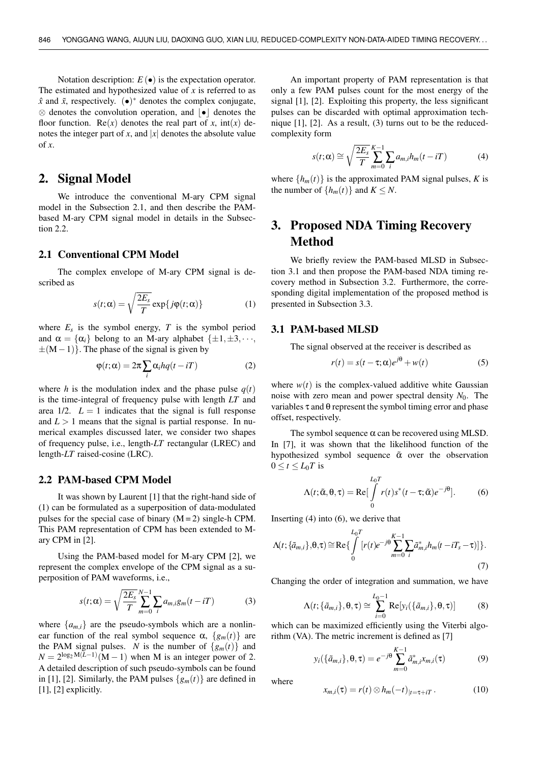Notation description: $E(\bullet)$ is the expectation operator. The estimated and hypothesized value of $x$ is referred to as $\hat{x}$ and $\tilde{x}$, respectively. $(\bullet)^*$ denotes the complex conjugate, $\otimes$ denotes the convolution operation, and $\lfloor \bullet \rfloor$ denotes the floor function. $\mathrm{Re}(x)$ denotes the real part of $x$, $\mathrm{int}(x)$ denotes the integer part of $x$, and $|x|$ denotes the absolute value of $x$.

## 2. Signal Model

We introduce the conventional M-ary CPM signal model in the Subsection 2.1, and then describe the PAM-based M-ary CPM signal model in details in the Subsection 2.2.

### 2.1 Conventional CPM Model

The complex envelope of M-ary CPM signal is described as

$$s(t;\alpha) = \sqrt{\frac{2E_s}{T}} \exp\{j\varphi(t;\alpha)\} \tag{1}$$

where $E_s$ is the symbol energy, $T$ is the symbol period and $\alpha = \{\alpha_i\}$ belong to an M-ary alphabet $\{\pm 1, \pm 3, \cdots, \pm(\mathrm{M}-1)\}$. The phase of the signal is given by

$$\varphi(t;\alpha) = 2\pi \sum_i \alpha_i h q(t - iT) \tag{2}$$

where $h$ is the modulation index and the phase pulse $q(t)$ is the time-integral of frequency pulse with length $LT$ and area 1/2. $L = 1$ indicates that the signal is full response and $L > 1$ means that the signal is partial response. In numerical examples discussed later, we consider two shapes of frequency pulse, i.e., length-$LT$ rectangular (LREC) and length-$LT$ raised-cosine (LRC).

### 2.2 PAM-based CPM Model

It was shown by Laurent [1] that the right-hand side of (1) can be formulated as a superposition of data-modulated pulses for the special case of binary ($\mathrm{M}=2$) single-h CPM. This PAM representation of CPM has been extended to M-ary CPM in [2].

Using the PAM-based model for M-ary CPM [2], we represent the complex envelope of the CPM signal as a superposition of PAM waveforms, i.e.,

$$s(t;\alpha) = \sqrt{\frac{2E_s}{T}} \sum_{m=0}^{N-1} \sum_i a_{m,i} g_m(t - iT) \tag{3}$$

where $\{a_{m,i}\}$ are the pseudo-symbols which are a nonlinear function of the real symbol sequence $\alpha$, $\{g_m(t)\}$ are the PAM signal pulses. $N$ is the number of $\{g_m(t)\}$ and $N = 2^{\log_2 \mathrm{M}(L-1)}(\mathrm{M}-1)$ when M is an integer power of 2. A detailed description of such pseudo-symbols can be found in [1], [2]. Similarly, the PAM pulses $\{g_m(t)\}$ are defined in [1], [2] explicitly.

An important property of PAM representation is that only a few PAM pulses count for the most energy of the signal [1], [2]. Exploiting this property, the less significant pulses can be discarded with optimal approximation technique [1], [2]. As a result, (3) turns out to be the reduced-complexity form

$$s(t;\alpha) \cong \sqrt{\frac{2E_s}{T}} \sum_{m=0}^{K-1} \sum_i a_{m,i} h_m(t - iT) \tag{4}$$

where $\{h_m(t)\}$ is the approximated PAM signal pulses, $K$ is the number of $\{h_m(t)\}$ and $K \leq N$.

## 3. Proposed NDA Timing Recovery Method

We briefly review the PAM-based MLSD in Subsection 3.1 and then propose the PAM-based NDA timing recovery method in Subsection 3.2. Furthermore, the corresponding digital implementation of the proposed method is presented in Subsection 3.3.

### 3.1 PAM-based MLSD

The signal observed at the receiver is described as

$$r(t) = s(t - \tau;\alpha)e^{j\theta} + w(t) \tag{5}$$

where $w(t)$ is the complex-valued additive white Gaussian noise with zero mean and power spectral density $N_0$. The variables $\tau$ and $\theta$ represent the symbol timing error and phase offset, respectively.

The symbol sequence $\alpha$ can be recovered using MLSD. In [7], it was shown that the likelihood function of the hypothesized symbol sequence $\tilde{\alpha}$ over the observation $0 \leq t \leq L_0 T$ is

$$\Lambda(t;\tilde{\alpha},\theta,\tau) = \mathrm{Re}[\int_0^{L_0 T} r(t)s^*(t - \tau;\tilde{\alpha})e^{-j\theta}]. \tag{6}$$

Inserting (4) into (6), we derive that

$$\Lambda(t;\{\tilde{a}_{m,i}\},\theta,\tau) \cong \mathrm{Re}\{\int_0^{L_0 T} [r(t)e^{-j\theta} \sum_{m=0}^{K-1} \sum_i \tilde{a}^*_{m,i} h_m(t - iT_s - \tau)]\}. \tag{7}$$

Changing the order of integration and summation, we have

$$\Lambda(t;\{\tilde{a}_{m,i}\},\theta,\tau) \cong \sum_{i=0}^{L_0-1} \mathrm{Re}[y_i(\{\tilde{a}_{m,i}\},\theta,\tau)] \tag{8}$$

which can be maximized efficiently using the Viterbi algorithm (VA). The metric increment is defined as [7]

$$y_i(\{\tilde{a}_{m,i}\},\theta,\tau) = e^{-j\theta} \sum_{m=0}^{K-1} \tilde{a}^*_{m,i} x_{m,i}(\tau) \tag{9}$$

where

$$x_{m,i}(\tau) = r(t) \otimes h_m(-t)_{|t=\tau+iT}. \tag{10}$$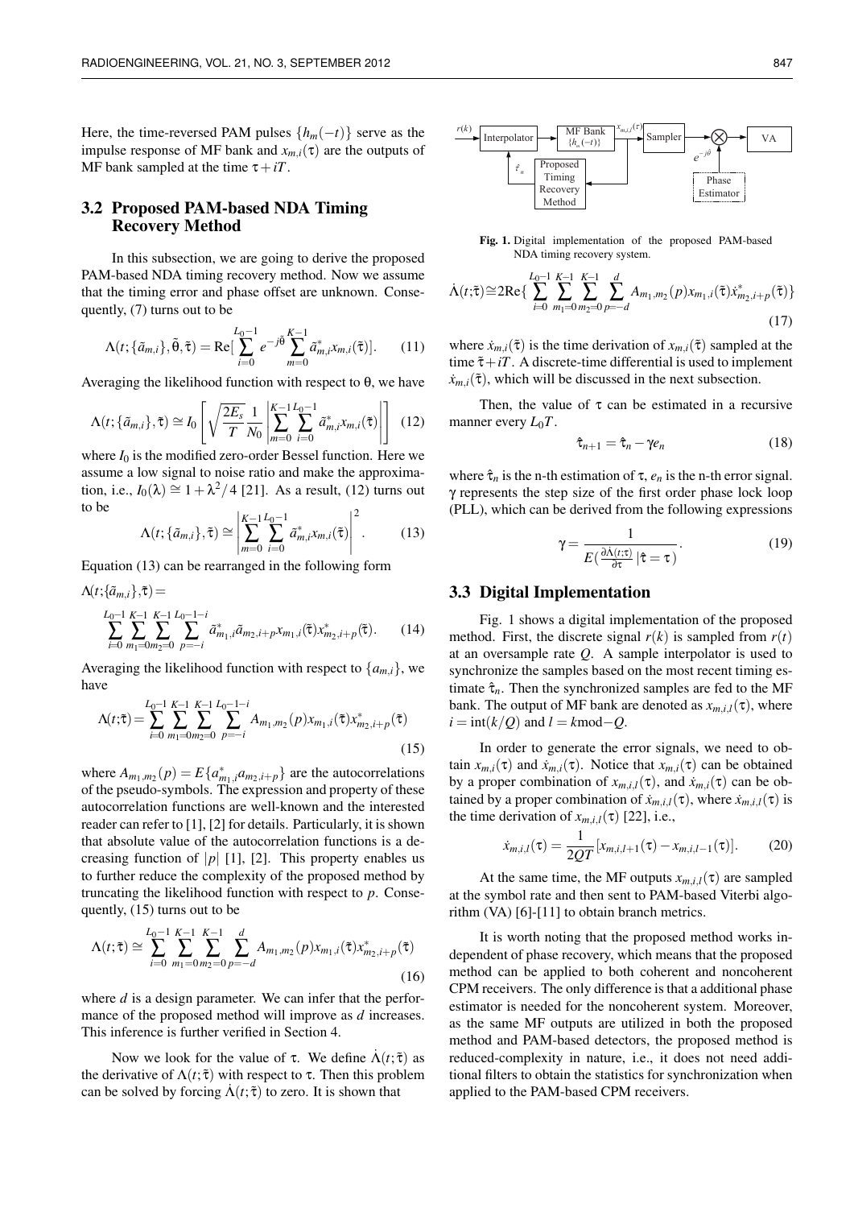Here, the time-reversed PAM pulses $\{h_m(-t)\}$ serve as the impulse response of MF bank and $x_{m,i}(\tau)$ are the outputs of MF bank sampled at the time $\tau + iT$.

### 3.2 Proposed PAM-based NDA Timing Recovery Method

In this subsection, we are going to derive the proposed PAM-based NDA timing recovery method. Now we assume that the timing error and phase offset are unknown. Consequently, (7) turns out to be

$$\Lambda(t;\{\tilde{a}_{m,i}\},\tilde{\theta},\tilde{\tau}) = \mathrm{Re}[\sum_{i=0}^{L_0-1} e^{-j\tilde{\theta}} \sum_{m=0}^{K-1} \tilde{a}_{m,i}^* x_{m,i}(\tilde{\tau})]. \quad (11)$$

Averaging the likelihood function with respect to $\theta$, we have

$$\Lambda(t;\{\tilde{a}_{m,i}\},\tilde{\tau}) \cong I_0\left[\sqrt{\frac{2E_s}{T}}\frac{1}{N_0}\left|\sum_{m=0}^{K-1}\sum_{i=0}^{L_0-1}\tilde{a}_{m,i}^* x_{m,i}(\tilde{\tau})\right|\right] \quad (12)$$

where $I_0$ is the modified zero-order Bessel function. Here we assume a low signal to noise ratio and make the approximation, i.e., $I_0(\lambda) \cong 1 + \lambda^2/4$ [21]. As a result, (12) turns out to be

$$\Lambda(t;\{\tilde{a}_{m,i}\},\tilde{\tau}) \cong \left|\sum_{m=0}^{K-1}\sum_{i=0}^{L_0-1}\tilde{a}_{m,i}^* x_{m,i}(\tilde{\tau})\right|^2. \quad (13)$$

Equation (13) can be rearranged in the following form

$$\Lambda(t;\{\tilde{a}_{m,i}\},\tilde{\tau}) = \sum_{i=0}^{L_0-1}\sum_{m_1=0}^{K-1}\sum_{m_2=0}^{K-1}\sum_{p=-i}^{L_0-1-i} \tilde{a}_{m_1,i}^* \tilde{a}_{m_2,i+p} x_{m_1,i}(\tilde{\tau}) x_{m_2,i+p}^*(\tilde{\tau}). \quad (14)$$

Averaging the likelihood function with respect to $\{a_{m,i}\}$, we have

$$\Lambda(t;\tilde{\tau}) = \sum_{i=0}^{L_0-1}\sum_{m_1=0}^{K-1}\sum_{m_2=0}^{K-1}\sum_{p=-i}^{L_0-1-i} A_{m_1,m_2}(p) x_{m_1,i}(\tilde{\tau}) x_{m_2,i+p}^*(\tilde{\tau}) \quad (15)$$

where $A_{m_1,m_2}(p) = E\{a_{m_1,i}^* a_{m_2,i+p}\}$ are the autocorrelations of the pseudo-symbols. The expression and property of these autocorrelation functions are well-known and the interested reader can refer to [1], [2] for details. Particularly, it is shown that absolute value of the autocorrelation functions is a decreasing function of $|p|$ [1], [2]. This property enables us to further reduce the complexity of the proposed method by truncating the likelihood function with respect to $p$. Consequently, (15) turns out to be

$$\Lambda(t;\tilde{\tau}) \cong \sum_{i=0}^{L_0-1}\sum_{m_1=0}^{K-1}\sum_{m_2=0}^{K-1}\sum_{p=-d}^{d} A_{m_1,m_2}(p) x_{m_1,i}(\tilde{\tau}) x_{m_2,i+p}^*(\tilde{\tau}) \quad (16)$$

where $d$ is a design parameter. We can infer that the performance of the proposed method will improve as $d$ increases. This inference is further verified in Section 4.

Now we look for the value of $\tau$. We define $\dot{\Lambda}(t;\tilde{\tau})$ as the derivative of $\Lambda(t;\tilde{\tau})$ with respect to $\tau$. Then this problem can be solved by forcing $\dot{\Lambda}(t;\tilde{\tau})$ to zero. It is shown that

$$\dot{\Lambda}(t;\tilde{\tau}) \cong 2\mathrm{Re}\{\sum_{i=0}^{L_0-1}\sum_{m_1=0}^{K-1}\sum_{m_2=0}^{K-1}\sum_{p=-d}^{d} A_{m_1,m_2}(p) x_{m_1,i}(\tilde{\tau}) \dot{x}_{m_2,i+p}^*(\tilde{\tau})\} \quad (17)$$

where $\dot{x}_{m,i}(\tilde{\tau})$ is the time derivation of $x_{m,i}(\tilde{\tau})$ sampled at the time $\tilde{\tau} + iT$. A discrete-time differential is used to implement $\dot{x}_{m,i}(\tilde{\tau})$, which will be discussed in the next subsection.

Then, the value of $\tau$ can be estimated in a recursive manner every $L_0 T$.

$$\hat{\tau}_{n+1} = \hat{\tau}_n - \gamma e_n \quad (18)$$

where $\hat{\tau}_n$ is the n-th estimation of $\tau$, $e_n$ is the n-th error signal. $\gamma$ represents the step size of the first order phase lock loop (PLL), which can be derived from the following expressions

$$\gamma = \frac{1}{E(\frac{\partial\dot{\Lambda}(t;\tau)}{\partial\tau}\,|\hat{\tau} = \tau)}. \quad (19)$$

### 3.3 Digital Implementation

Fig. 1 shows a digital implementation of the proposed method. First, the discrete signal $r(k)$ is sampled from $r(t)$ at an oversample rate $Q$. A sample interpolator is used to synchronize the samples based on the most recent timing estimate $\hat{\tau}_n$. Then the synchronized samples are fed to the MF bank. The output of MF bank are denoted as $x_{m,i,l}(\tau)$, where $i = \mathrm{int}(k/Q)$ and $l = k\mathrm{mod}{-}Q$.

In order to generate the error signals, we need to obtain $x_{m,i}(\tau)$ and $\dot{x}_{m,i}(\tau)$. Notice that $x_{m,i}(\tau)$ can be obtained by a proper combination of $x_{m,i,l}(\tau)$, and $\dot{x}_{m,i}(\tau)$ can be obtained by a proper combination of $\dot{x}_{m,i,l}(\tau)$, where $\dot{x}_{m,i,l}(\tau)$ is the time derivation of $x_{m,i,l}(\tau)$ [22], i.e.,

$$\dot{x}_{m,i,l}(\tau) = \frac{1}{2QT}[x_{m,i,l+1}(\tau) - x_{m,i,l-1}(\tau)]. \quad (20)$$

At the same time, the MF outputs $x_{m,i,l}(\tau)$ are sampled at the symbol rate and then sent to PAM-based Viterbi algorithm (VA) [6]-[11] to obtain branch metrics.

It is worth noting that the proposed method works independent of phase recovery, which means that the proposed method can be applied to both coherent and noncoherent CPM receivers. The only difference is that a additional phase estimator is needed for the noncoherent system. Moreover, as the same MF outputs are utilized in both the proposed method and PAM-based detectors, the proposed method is reduced-complexity in nature, i.e., it does not need additional filters to obtain the statistics for synchronization when applied to the PAM-based CPM receivers.

**Fig. 1.** Digital implementation of the proposed PAM-based NDA timing recovery system.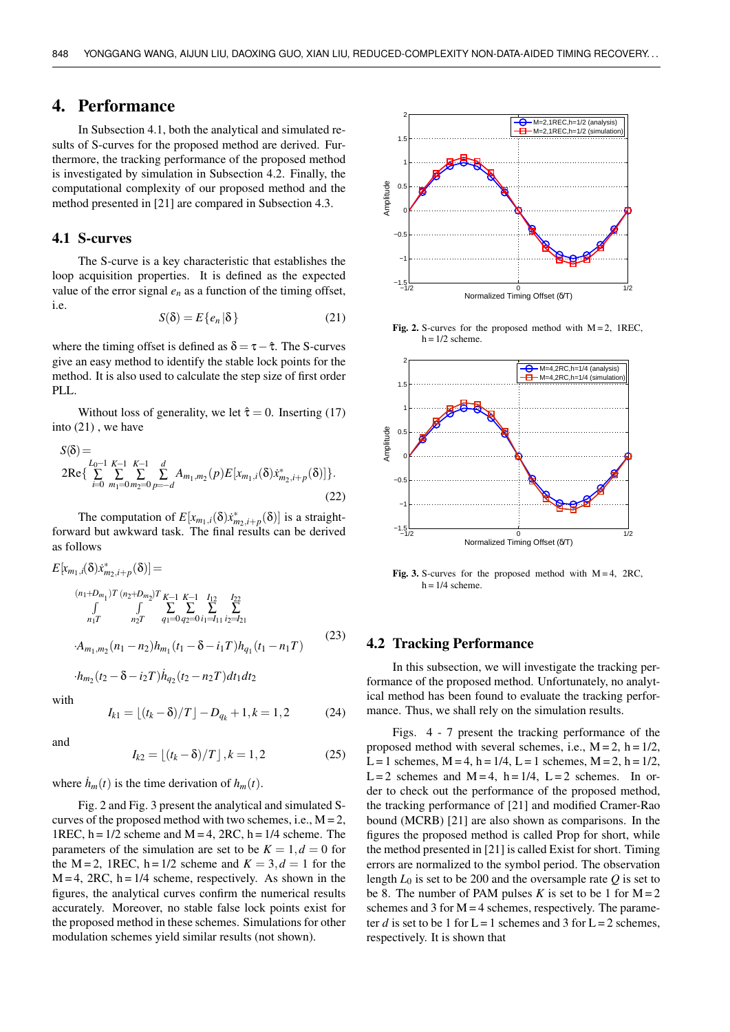## 4. Performance

In Subsection 4.1, both the analytical and simulated results of S-curves for the proposed method are derived. Furthermore, the tracking performance of the proposed method is investigated by simulation in Subsection 4.2. Finally, the computational complexity of our proposed method and the method presented in [21] are compared in Subsection 4.3.

### 4.1 S-curves

The S-curve is a key characteristic that establishes the loop acquisition properties. It is defined as the expected value of the error signal $e_n$ as a function of the timing offset, i.e.

$$S(\delta) = E\{e_n|\delta\} \tag{21}$$

where the timing offset is defined as $\delta = \tau - \hat{\tau}$. The S-curves give an easy method to identify the stable lock points for the method. It is also used to calculate the step size of first order PLL.

Without loss of generality, we let $\hat{\tau} = 0$. Inserting (17) into (21) , we have

$$S(\delta) = 2\mathrm{Re}\{\sum_{i=0}^{L_0-1}\sum_{m_1=0}^{K-1}\sum_{m_2=0}^{K-1}\sum_{p=-d}^{d} A_{m_1,m_2}(p)E[x_{m_1,i}(\delta)\dot{x}^{*}_{m_2,i+p}(\delta)]\}. \tag{22}$$

The computation of $E[x_{m_1,i}(\delta)\dot{x}^{*}_{m_2,i+p}(\delta)]$ is a straightforward but awkward task. The final results can be derived as follows

$$\begin{aligned} E[x_{m_1,i}(\delta)\dot{x}^{*}_{m_2,i+p}(\delta)] = \\ \int_{n_1T}^{(n_1+D_{m_1})T}\int_{n_2T}^{(n_2+D_{m_2})T}\sum_{q_1=0}^{K-1}\sum_{q_2=0}^{K-1}\sum_{i_1=I_{11}}^{I_{12}}\sum_{i_2=I_{21}}^{I_{22}} \\ \cdot A_{m_1,m_2}(n_1-n_2)h_{m_1}(t_1-\delta-i_1T)h_{q_1}(t_1-n_1T) \\ \cdot h_{m_2}(t_2-\delta-i_2T)\dot{h}_{q_2}(t_2-n_2T)dt_1dt_2 \end{aligned} \tag{23}$$

with

$$I_{k1} = \lfloor(t_k-\delta)/T\rfloor - D_{q_k}+1, k = 1,2 \tag{24}$$

and

$$I_{k2} = \lfloor(t_k-\delta)/T\rfloor, k = 1,2 \tag{25}$$

where $\dot{h}_m(t)$ is the time derivation of $h_m(t)$.

Fig. 2 and Fig. 3 present the analytical and simulated S-curves of the proposed method with two schemes, i.e., M = 2, 1REC, h = 1/2 scheme and M = 4, 2RC, h = 1/4 scheme. The parameters of the simulation are set to be $K = 1, d = 0$ for the M = 2, 1REC, h = 1/2 scheme and $K = 3, d = 1$ for the M = 4, 2RC, h = 1/4 scheme, respectively. As shown in the figures, the analytical curves confirm the numerical results accurately. Moreover, no stable false lock points exist for the proposed method in these schemes. Simulations for other modulation schemes yield similar results (not shown).

**Fig. 2.** S-curves for the proposed method with M = 2, 1REC, h = 1/2 scheme.

**Fig. 3.** S-curves for the proposed method with M = 4, 2RC, h = 1/4 scheme.

### 4.2 Tracking Performance

In this subsection, we will investigate the tracking performance of the proposed method. Unfortunately, no analytical method has been found to evaluate the tracking performance. Thus, we shall rely on the simulation results.

Figs. 4 - 7 present the tracking performance of the proposed method with several schemes, i.e., M = 2, h = 1/2, L = 1 schemes, M = 4, h = 1/4, L = 1 schemes, M = 2, h = 1/2, L = 2 schemes and M = 4, h = 1/4, L = 2 schemes. In order to check out the performance of the proposed method, the tracking performance of [21] and modified Cramer-Rao bound (MCRB) [21] are also shown as comparisons. In the figures the proposed method is called Prop for short, while the method presented in [21] is called Exist for short. Timing errors are normalized to the symbol period. The observation length $L_0$ is set to be 200 and the oversample rate $Q$ is set to be 8. The number of PAM pulses $K$ is set to be 1 for M = 2 schemes and 3 for M = 4 schemes, respectively. The parameter $d$ is set to be 1 for L = 1 schemes and 3 for L = 2 schemes, respectively. It is shown that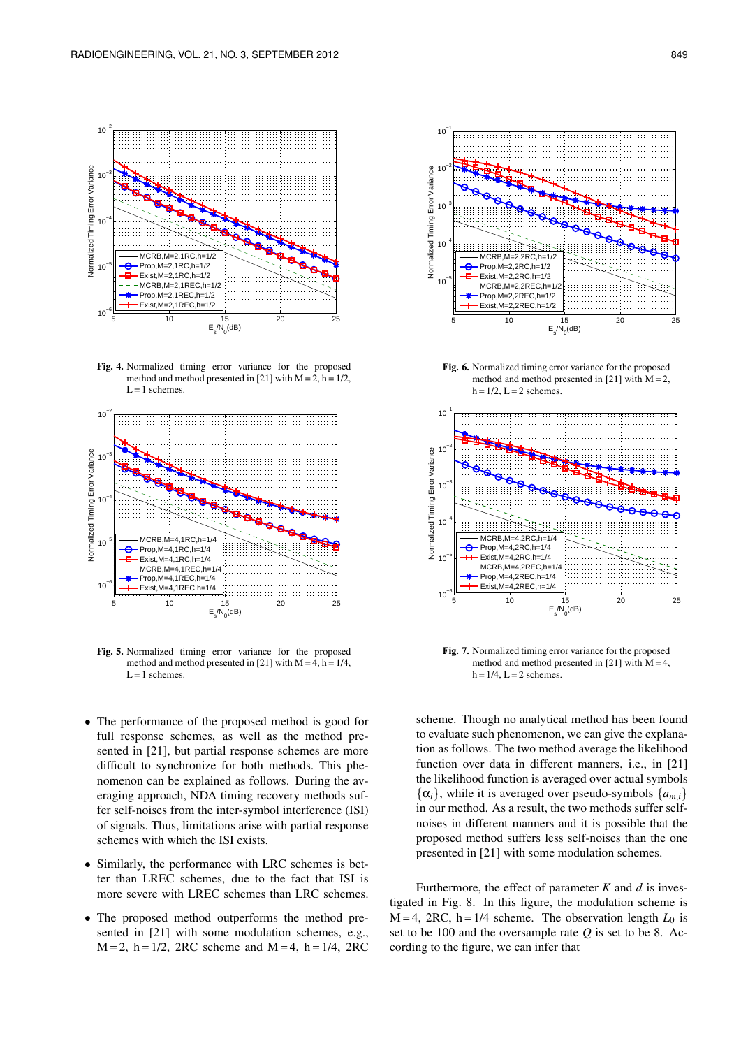**Fig. 4.** Normalized timing error variance for the proposed method and method presented in [21] with M = 2, h = 1/2, L = 1 schemes.

**Fig. 5.** Normalized timing error variance for the proposed method and method presented in [21] with M = 4, h = 1/4, L = 1 schemes.

**Fig. 6.** Normalized timing error variance for the proposed method and method presented in [21] with M = 2, h = 1/2, L = 2 schemes.

**Fig. 7.** Normalized timing error variance for the proposed method and method presented in [21] with M = 4, h = 1/4, L = 2 schemes.

- The performance of the proposed method is good for full response schemes, as well as the method presented in [21], but partial response schemes are more difficult to synchronize for both methods. This phenomenon can be explained as follows. During the averaging approach, NDA timing recovery methods suffer self-noises from the inter-symbol interference (ISI) of signals. Thus, limitations arise with partial response schemes with which the ISI exists.
- Similarly, the performance with LRC schemes is better than LREC schemes, due to the fact that ISI is more severe with LREC schemes than LRC schemes.
- The proposed method outperforms the method presented in [21] with some modulation schemes, e.g., M = 2, h = 1/2, 2RC scheme and M = 4, h = 1/4, 2RC scheme. Though no analytical method has been found to evaluate such phenomenon, we can give the explanation as follows. The two method average the likelihood function over data in different manners, i.e., in [21] the likelihood function is averaged over actual symbols $\{\alpha_i\}$, while it is averaged over pseudo-symbols $\{a_{m,i}\}$ in our method. As a result, the two methods suffer self-noises in different manners and it is possible that the proposed method suffers less self-noises than the one presented in [21] with some modulation schemes.

Furthermore, the effect of parameter $K$ and $d$ is investigated in Fig. 8. In this figure, the modulation scheme is M = 4, 2RC, h = 1/4 scheme. The observation length $L_0$ is set to be 100 and the oversample rate $Q$ is set to be 8. According to the figure, we can infer that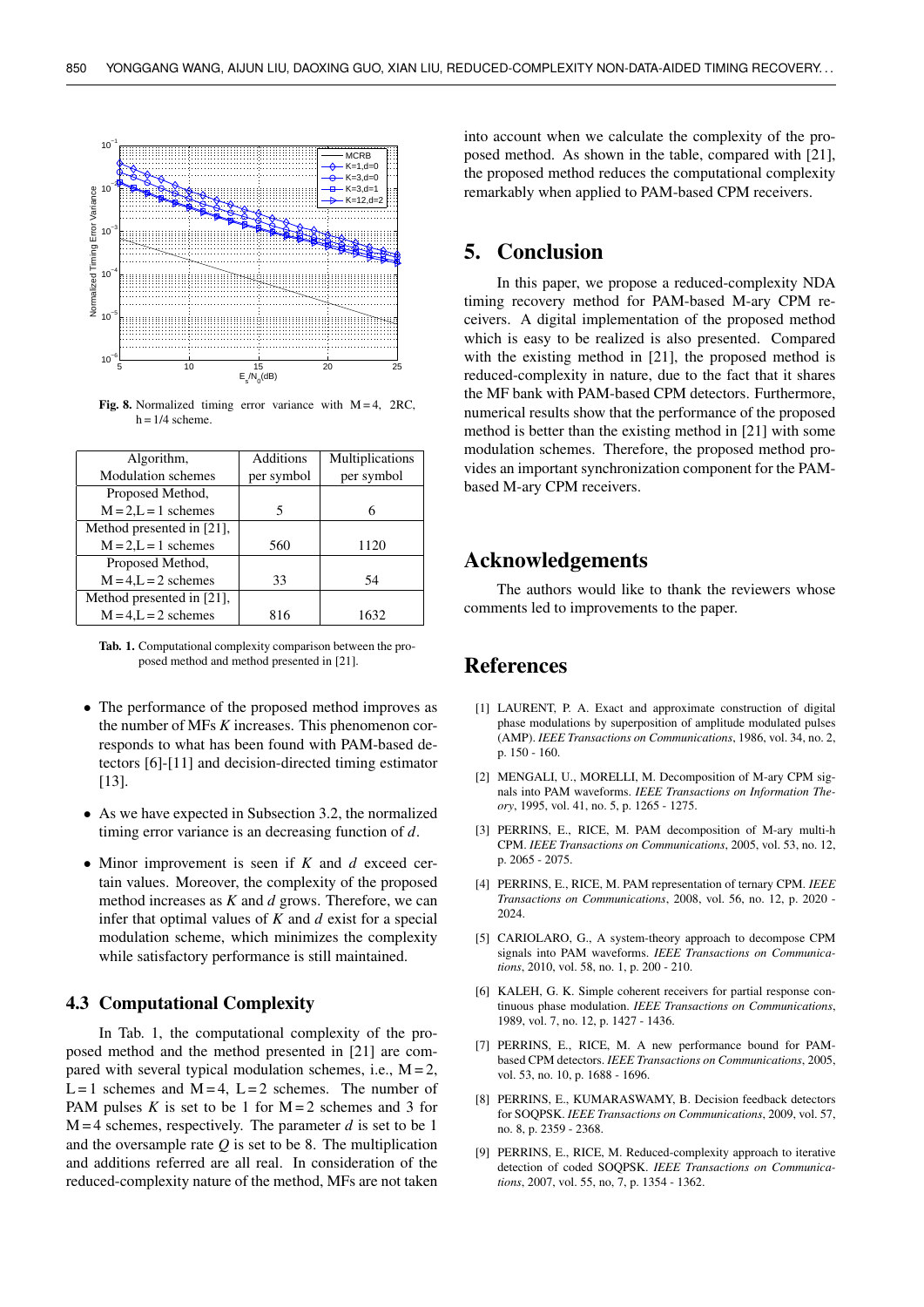**Fig. 8.** Normalized timing error variance with $M=4$, 2RC, $h=1/4$ scheme.

| Algorithm, Modulation schemes | Additions per symbol | Multiplications per symbol |
|---|---|---|
| Proposed Method, $M=2, L=1$ schemes | 5 | 6 |
| Method presented in [21], $M=2, L=1$ schemes | 560 | 1120 |
| Proposed Method, $M=4, L=2$ schemes | 33 | 54 |
| Method presented in [21], $M=4, L=2$ schemes | 816 | 1632 |

**Tab. 1.** Computational complexity comparison between the proposed method and method presented in [21].

- The performance of the proposed method improves as the number of MFs $K$ increases. This phenomenon corresponds to what has been found with PAM-based detectors [6]-[11] and decision-directed timing estimator [13].
- As we have expected in Subsection 3.2, the normalized timing error variance is an decreasing function of $d$.
- Minor improvement is seen if $K$ and $d$ exceed certain values. Moreover, the complexity of the proposed method increases as $K$ and $d$ grows. Therefore, we can infer that optimal values of $K$ and $d$ exist for a special modulation scheme, which minimizes the complexity while satisfactory performance is still maintained.

### 4.3 Computational Complexity

In Tab. 1, the computational complexity of the proposed method and the method presented in [21] are compared with several typical modulation schemes, i.e., $M=2$, $L=1$ schemes and $M=4$, $L=2$ schemes. The number of PAM pulses $K$ is set to be 1 for $M=2$ schemes and 3 for $M=4$ schemes, respectively. The parameter $d$ is set to be 1 and the oversample rate $Q$ is set to be 8. The multiplication and additions referred are all real. In consideration of the reduced-complexity nature of the method, MFs are not taken into account when we calculate the complexity of the proposed method. As shown in the table, compared with [21], the proposed method reduces the computational complexity remarkably when applied to PAM-based CPM receivers.

## 5. Conclusion

In this paper, we propose a reduced-complexity NDA timing recovery method for PAM-based M-ary CPM receivers. A digital implementation of the proposed method which is easy to be realized is also presented. Compared with the existing method in [21], the proposed method is reduced-complexity in nature, due to the fact that it shares the MF bank with PAM-based CPM detectors. Furthermore, numerical results show that the performance of the proposed method is better than the existing method in [21] with some modulation schemes. Therefore, the proposed method provides an important synchronization component for the PAM-based M-ary CPM receivers.

## Acknowledgements

The authors would like to thank the reviewers whose comments led to improvements to the paper.

## References

[1] LAURENT, P. A. Exact and approximate construction of digital phase modulations by superposition of amplitude modulated pulses (AMP). *IEEE Transactions on Communications*, 1986, vol. 34, no. 2, p. 150 - 160.

[2] MENGALI, U., MORELLI, M. Decomposition of M-ary CPM signals into PAM waveforms. *IEEE Transactions on Information Theory*, 1995, vol. 41, no. 5, p. 1265 - 1275.

[3] PERRINS, E., RICE, M. PAM decomposition of M-ary multi-h CPM. *IEEE Transactions on Communications*, 2005, vol. 53, no. 12, p. 2065 - 2075.

[4] PERRINS, E., RICE, M. PAM representation of ternary CPM. *IEEE Transactions on Communications*, 2008, vol. 56, no. 12, p. 2020 - 2024.

[5] CARIOLARO, G., A system-theory approach to decompose CPM signals into PAM waveforms. *IEEE Transactions on Communications*, 2010, vol. 58, no. 1, p. 200 - 210.

[6] KALEH, G. K. Simple coherent receivers for partial response continuous phase modulation. *IEEE Transactions on Communications*, 1989, vol. 7, no. 12, p. 1427 - 1436.

[7] PERRINS, E., RICE, M. A new performance bound for PAM-based CPM detectors. *IEEE Transactions on Communications*, 2005, vol. 53, no. 10, p. 1688 - 1696.

[8] PERRINS, E., KUMARASWAMY, B. Decision feedback detectors for SOQPSK. *IEEE Transactions on Communications*, 2009, vol. 57, no. 8, p. 2359 - 2368.

[9] PERRINS, E., RICE, M. Reduced-complexity approach to iterative detection of coded SOQPSK. *IEEE Transactions on Communications*, 2007, vol. 55, no, 7, p. 1354 - 1362.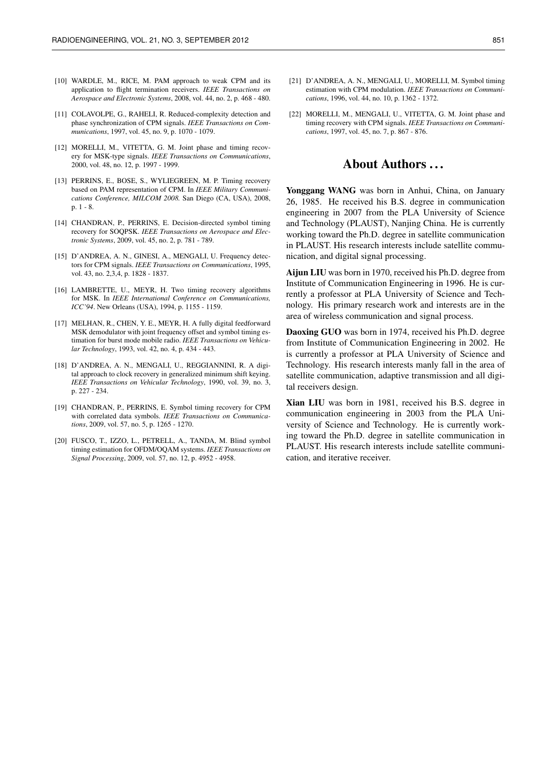[10] WARDLE, M., RICE, M. PAM approach to weak CPM and its application to flight termination receivers. *IEEE Transactions on Aerospace and Electronic Systems*, 2008, vol. 44, no. 2, p. 468 - 480.

[11] COLAVOLPE, G., RAHELI, R. Reduced-complexity detection and phase synchronization of CPM signals. *IEEE Transactions on Communications*, 1997, vol. 45, no. 9, p. 1070 - 1079.

[12] MORELLI, M., VITETTA, G. M. Joint phase and timing recovery for MSK-type signals. *IEEE Transactions on Communications*, 2000, vol. 48, no. 12, p. 1997 - 1999.

[13] PERRINS, E., BOSE, S., WYLIEGREEN, M. P. Timing recovery based on PAM representation of CPM. In *IEEE Military Communications Conference, MILCOM 2008.* San Diego (CA, USA), 2008, p. 1 - 8.

[14] CHANDRAN, P., PERRINS, E. Decision-directed symbol timing recovery for SOQPSK. *IEEE Transactions on Aerospace and Electronic Systems*, 2009, vol. 45, no. 2, p. 781 - 789.

[15] D'ANDREA, A. N., GINESI, A., MENGALI, U. Frequency detectors for CPM signals. *IEEE Transactions on Communications*, 1995, vol. 43, no. 2,3,4, p. 1828 - 1837.

[16] LAMBRETTE, U., MEYR, H. Two timing recovery algorithms for MSK. In *IEEE International Conference on Communications, ICC'94*. New Orleans (USA), 1994, p. 1155 - 1159.

[17] MELHAN, R., CHEN, Y. E., MEYR, H. A fully digital feedforward MSK demodulator with joint frequency offset and symbol timing estimation for burst mode mobile radio. *IEEE Transactions on Vehicular Technology*, 1993, vol. 42, no. 4, p. 434 - 443.

[18] D'ANDREA, A. N., MENGALI, U., REGGIANNINI, R. A digital approach to clock recovery in generalized minimum shift keying. *IEEE Transactions on Vehicular Technology*, 1990, vol. 39, no. 3, p. 227 - 234.

[19] CHANDRAN, P., PERRINS, E. Symbol timing recovery for CPM with correlated data symbols. *IEEE Transactions on Communications*, 2009, vol. 57, no. 5, p. 1265 - 1270.

[20] FUSCO, T., IZZO, L., PETRELL, A., TANDA, M. Blind symbol timing estimation for OFDM/OQAM systems. *IEEE Transactions on Signal Processing*, 2009, vol. 57, no. 12, p. 4952 - 4958.

[21] D'ANDREA, A. N., MENGALI, U., MORELLI, M. Symbol timing estimation with CPM modulation. *IEEE Transactions on Communications*, 1996, vol. 44, no. 10, p. 1362 - 1372.

[22] MORELLI, M., MENGALI, U., VITETTA, G. M. Joint phase and timing recovery with CPM signals. *IEEE Transactions on Communications*, 1997, vol. 45, no. 7, p. 867 - 876.

## About Authors ...

**Yonggang WANG** was born in Anhui, China, on January 26, 1985. He received his B.S. degree in communication engineering in 2007 from the PLA University of Science and Technology (PLAUST), Nanjing China. He is currently working toward the Ph.D. degree in satellite communication in PLAUST. His research interests include satellite communication, and digital signal processing.

**Aijun LIU** was born in 1970, received his Ph.D. degree from Institute of Communication Engineering in 1996. He is currently a professor at PLA University of Science and Technology. His primary research work and interests are in the area of wireless communication and signal process.

**Daoxing GUO** was born in 1974, received his Ph.D. degree from Institute of Communication Engineering in 2002. He is currently a professor at PLA University of Science and Technology. His research interests manly fall in the area of satellite communication, adaptive transmission and all digital receivers design.

**Xian LIU** was born in 1981, received his B.S. degree in communication engineering in 2003 from the PLA University of Science and Technology. He is currently working toward the Ph.D. degree in satellite communication in PLAUST. His research interests include satellite communication, and iterative receiver.